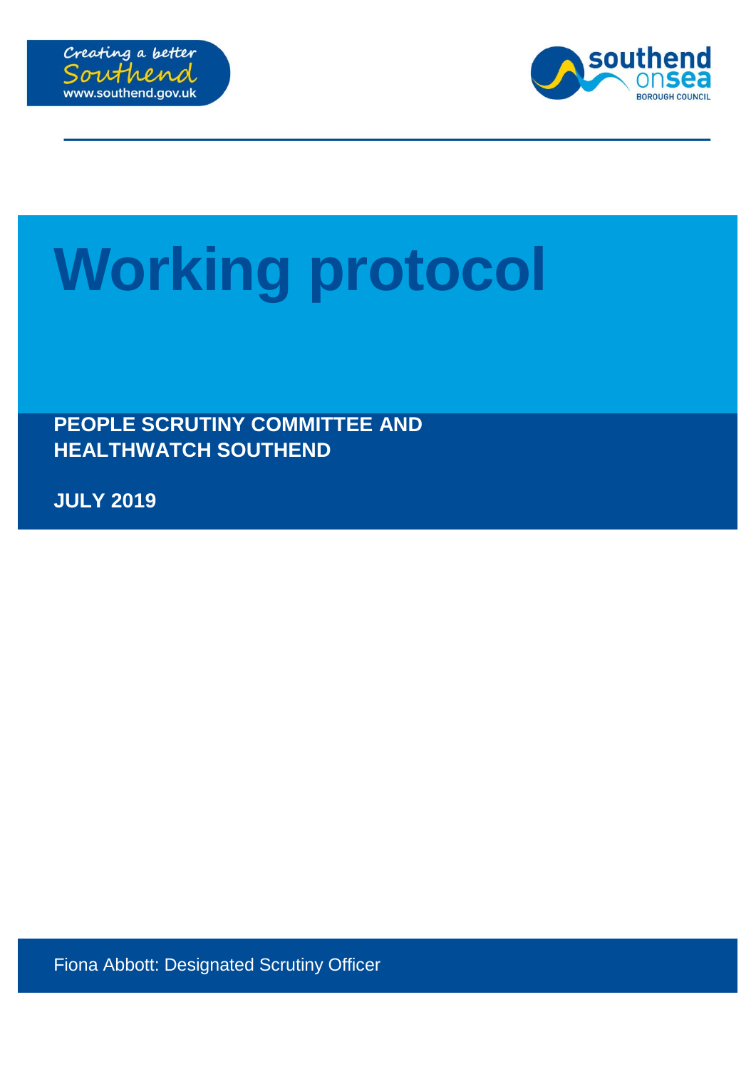Creating a better Southend
www.southend.gov.uk

southend on sea BOROUGH COUNCIL

# Working protocol

**PEOPLE SCRUTINY COMMITTEE AND HEALTHWATCH SOUTHEND**

**JULY 2019**

Fiona Abbott: Designated Scrutiny Officer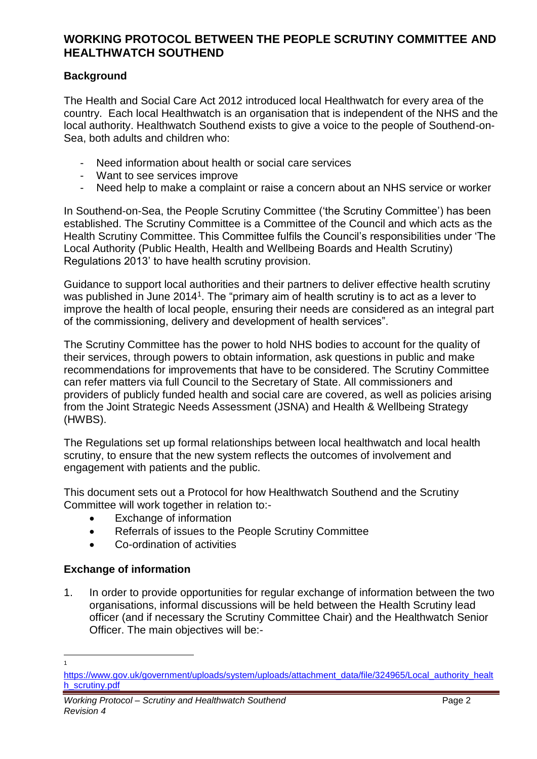## WORKING PROTOCOL BETWEEN THE PEOPLE SCRUTINY COMMITTEE AND HEALTHWATCH SOUTHEND

### Background

The Health and Social Care Act 2012 introduced local Healthwatch for every area of the country. Each local Healthwatch is an organisation that is independent of the NHS and the local authority. Healthwatch Southend exists to give a voice to the people of Southend-on-Sea, both adults and children who:

- Need information about health or social care services
- Want to see services improve
- Need help to make a complaint or raise a concern about an NHS service or worker

In Southend-on-Sea, the People Scrutiny Committee ('the Scrutiny Committee') has been established. The Scrutiny Committee is a Committee of the Council and which acts as the Health Scrutiny Committee. This Committee fulfils the Council's responsibilities under 'The Local Authority (Public Health, Health and Wellbeing Boards and Health Scrutiny) Regulations 2013' to have health scrutiny provision.

Guidance to support local authorities and their partners to deliver effective health scrutiny was published in June 2014[1]. The "primary aim of health scrutiny is to act as a lever to improve the health of local people, ensuring their needs are considered as an integral part of the commissioning, delivery and development of health services".

The Scrutiny Committee has the power to hold NHS bodies to account for the quality of their services, through powers to obtain information, ask questions in public and make recommendations for improvements that have to be considered. The Scrutiny Committee can refer matters via full Council to the Secretary of State. All commissioners and providers of publicly funded health and social care are covered, as well as policies arising from the Joint Strategic Needs Assessment (JSNA) and Health & Wellbeing Strategy (HWBS).

The Regulations set up formal relationships between local healthwatch and local health scrutiny, to ensure that the new system reflects the outcomes of involvement and engagement with patients and the public.

This document sets out a Protocol for how Healthwatch Southend and the Scrutiny Committee will work together in relation to:-

- Exchange of information
- Referrals of issues to the People Scrutiny Committee
- Co-ordination of activities

### Exchange of information

1. In order to provide opportunities for regular exchange of information between the two organisations, informal discussions will be held between the Health Scrutiny lead officer (and if necessary the Scrutiny Committee Chair) and the Healthwatch Senior Officer. The main objectives will be:-

---

[1] https://www.gov.uk/government/uploads/system/uploads/attachment_data/file/324965/Local_authority_health_scrutiny.pdf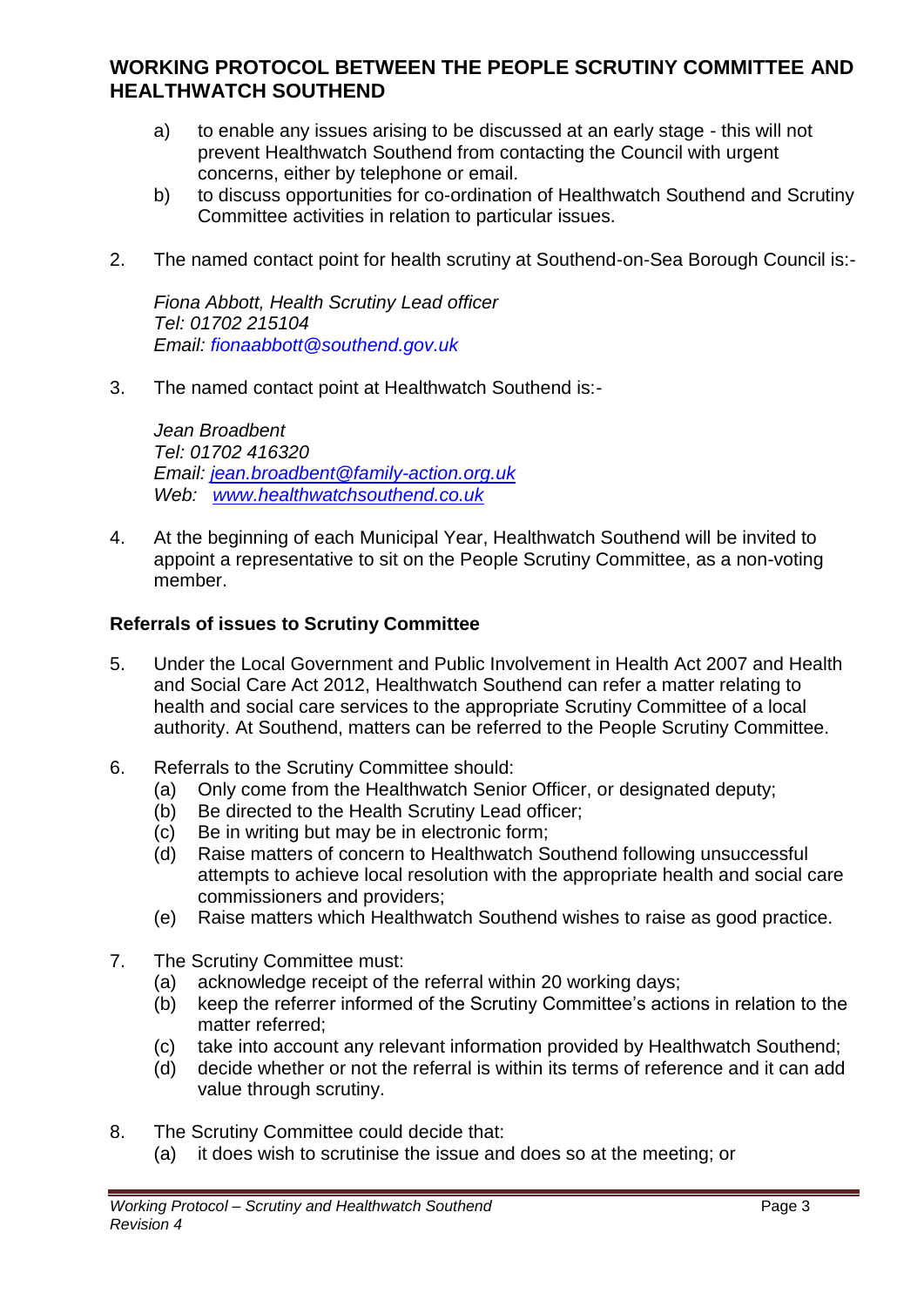## WORKING PROTOCOL BETWEEN THE PEOPLE SCRUTINY COMMITTEE AND HEALTHWATCH SOUTHEND

a) to enable any issues arising to be discussed at an early stage - this will not prevent Healthwatch Southend from contacting the Council with urgent concerns, either by telephone or email.

b) to discuss opportunities for co-ordination of Healthwatch Southend and Scrutiny Committee activities in relation to particular issues.

2. The named contact point for health scrutiny at Southend-on-Sea Borough Council is:-

   *Fiona Abbott, Health Scrutiny Lead officer*
   *Tel: 01702 215104*
   *Email: fionaabbott@southend.gov.uk*

3. The named contact point at Healthwatch Southend is:-

   *Jean Broadbent*
   *Tel: 01702 416320*
   *Email: jean.broadbent@family-action.org.uk*
   *Web: www.healthwatchsouthend.co.uk*

4. At the beginning of each Municipal Year, Healthwatch Southend will be invited to appoint a representative to sit on the People Scrutiny Committee, as a non-voting member.

### Referrals of issues to Scrutiny Committee

5. Under the Local Government and Public Involvement in Health Act 2007 and Health and Social Care Act 2012, Healthwatch Southend can refer a matter relating to health and social care services to the appropriate Scrutiny Committee of a local authority. At Southend, matters can be referred to the People Scrutiny Committee.

6. Referrals to the Scrutiny Committee should:
   (a) Only come from the Healthwatch Senior Officer, or designated deputy;
   (b) Be directed to the Health Scrutiny Lead officer;
   (c) Be in writing but may be in electronic form;
   (d) Raise matters of concern to Healthwatch Southend following unsuccessful attempts to achieve local resolution with the appropriate health and social care commissioners and providers;
   (e) Raise matters which Healthwatch Southend wishes to raise as good practice.

7. The Scrutiny Committee must:
   (a) acknowledge receipt of the referral within 20 working days;
   (b) keep the referrer informed of the Scrutiny Committee's actions in relation to the matter referred;
   (c) take into account any relevant information provided by Healthwatch Southend;
   (d) decide whether or not the referral is within its terms of reference and it can add value through scrutiny.

8. The Scrutiny Committee could decide that:
   (a) it does wish to scrutinise the issue and does so at the meeting; or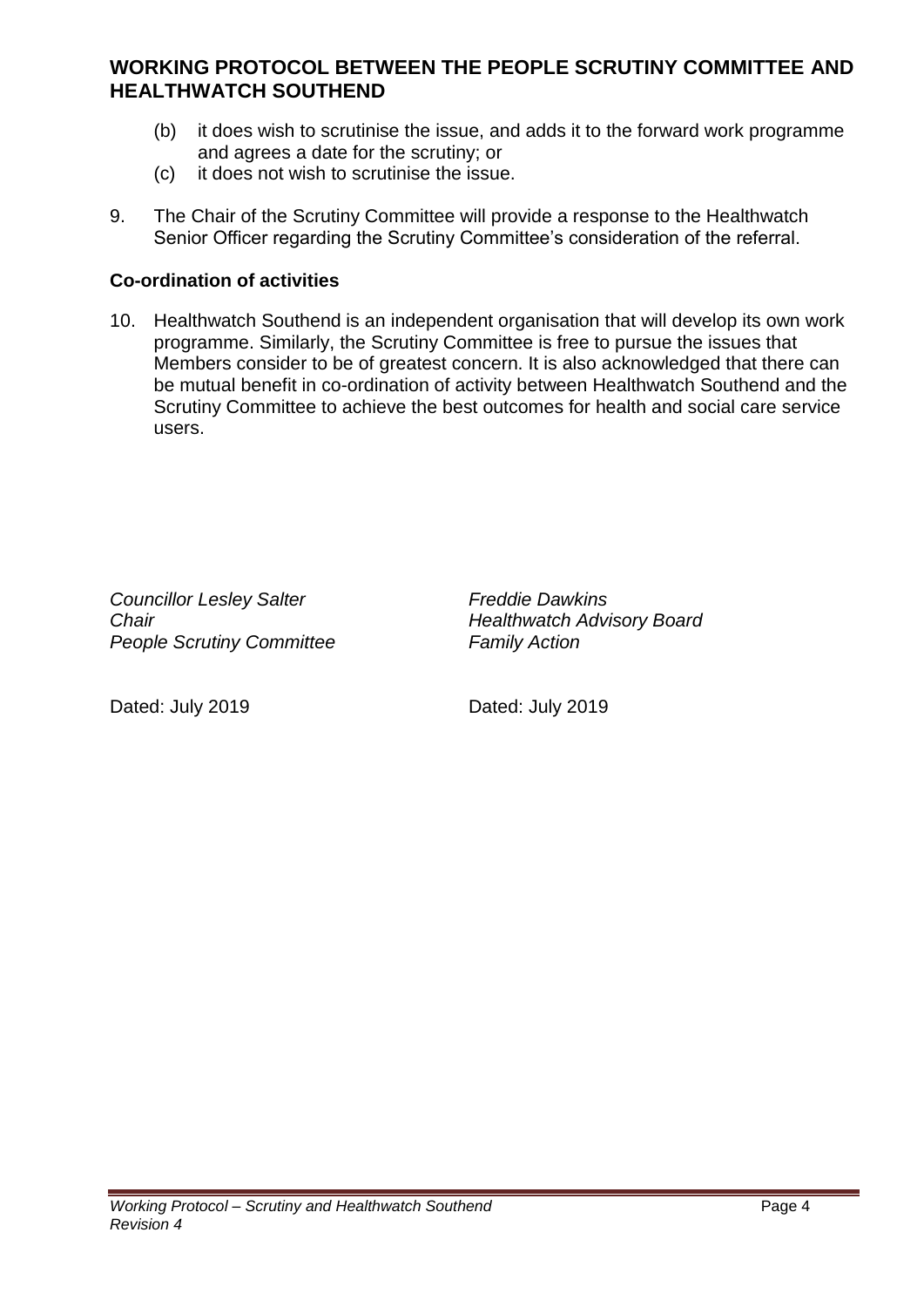(b) it does wish to scrutinise the issue, and adds it to the forward work programme and agrees a date for the scrutiny; or

(c) it does not wish to scrutinise the issue.

9. The Chair of the Scrutiny Committee will provide a response to the Healthwatch Senior Officer regarding the Scrutiny Committee's consideration of the referral.

**Co-ordination of activities**

10. Healthwatch Southend is an independent organisation that will develop its own work programme. Similarly, the Scrutiny Committee is free to pursue the issues that Members consider to be of greatest concern. It is also acknowledged that there can be mutual benefit in co-ordination of activity between Healthwatch Southend and the Scrutiny Committee to achieve the best outcomes for health and social care service users.

*Councillor Lesley Salter*
*Chair*
*People Scrutiny Committee*

Dated: July 2019

*Freddie Dawkins*
*Healthwatch Advisory Board*
*Family Action*

Dated: July 2019